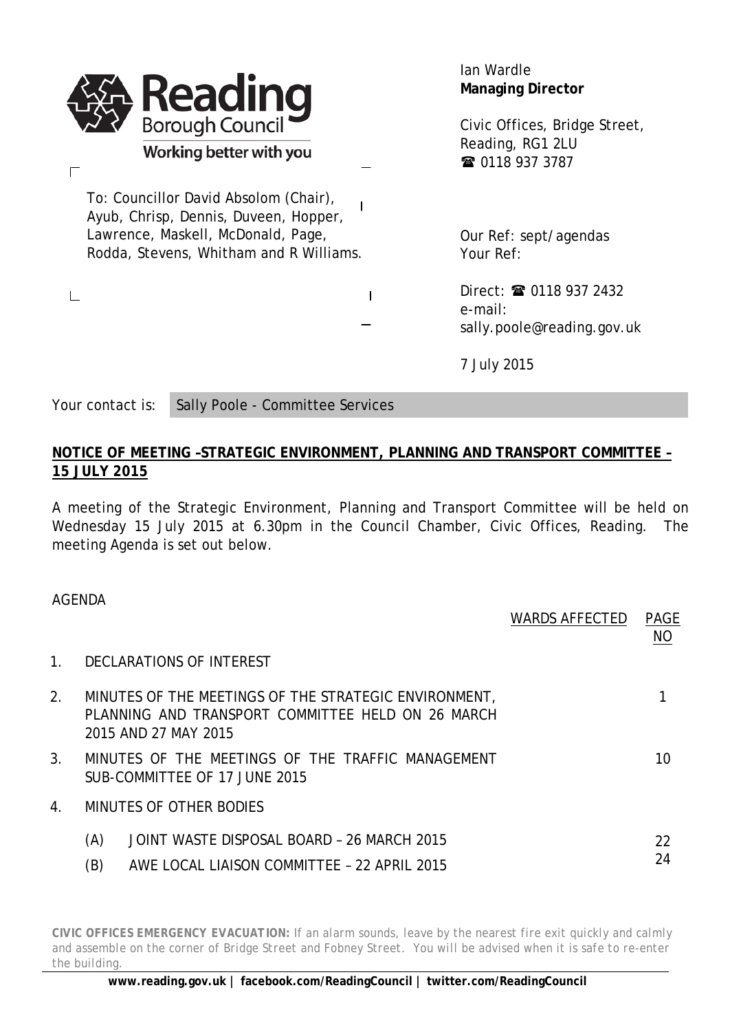**Reading Borough Council**
Working better with you

Ian Wardle
**Managing Director**

Civic Offices, Bridge Street,
Reading, RG1 2LU
☎ 0118 937 3787

To: Councillor David Absolom (Chair), Ayub, Chrisp, Dennis, Duveen, Hopper, Lawrence, Maskell, McDonald, Page, Rodda, Stevens, Whitham and R Williams.

Our Ref: sept/agendas
Your Ref:

Direct: ☎ 0118 937 2432
e-mail:
sally.poole@reading.gov.uk

7 July 2015

Your contact is: Sally Poole - Committee Services

**NOTICE OF MEETING –STRATEGIC ENVIRONMENT, PLANNING AND TRANSPORT COMMITTEE – 15 JULY 2015**

A meeting of the Strategic Environment, Planning and Transport Committee will be held on Wednesday 15 July 2015 at 6.30pm in the Council Chamber, Civic Offices, Reading. The meeting Agenda is set out below.

AGENDA

| | | WARDS AFFECTED | PAGE NO |
|---|---|---|---|
| 1. | DECLARATIONS OF INTEREST | | |
| 2. | MINUTES OF THE MEETINGS OF THE STRATEGIC ENVIRONMENT, PLANNING AND TRANSPORT COMMITTEE HELD ON 26 MARCH 2015 AND 27 MAY 2015 | | 1 |
| 3. | MINUTES OF THE MEETINGS OF THE TRAFFIC MANAGEMENT SUB-COMMITTEE OF 17 JUNE 2015 | | 10 |
| 4. | MINUTES OF OTHER BODIES | | |
| | (A) JOINT WASTE DISPOSAL BOARD – 26 MARCH 2015 | | 22 |
| | (B) AWE LOCAL LIAISON COMMITTEE – 22 APRIL 2015 | | 24 |

**CIVIC OFFICES EMERGENCY EVACUATION:** If an alarm sounds, leave by the nearest fire exit quickly and calmly and assemble on the corner of Bridge Street and Fobney Street. You will be advised when it is safe to re-enter the building.

**www.reading.gov.uk | facebook.com/ReadingCouncil | twitter.com/ReadingCouncil**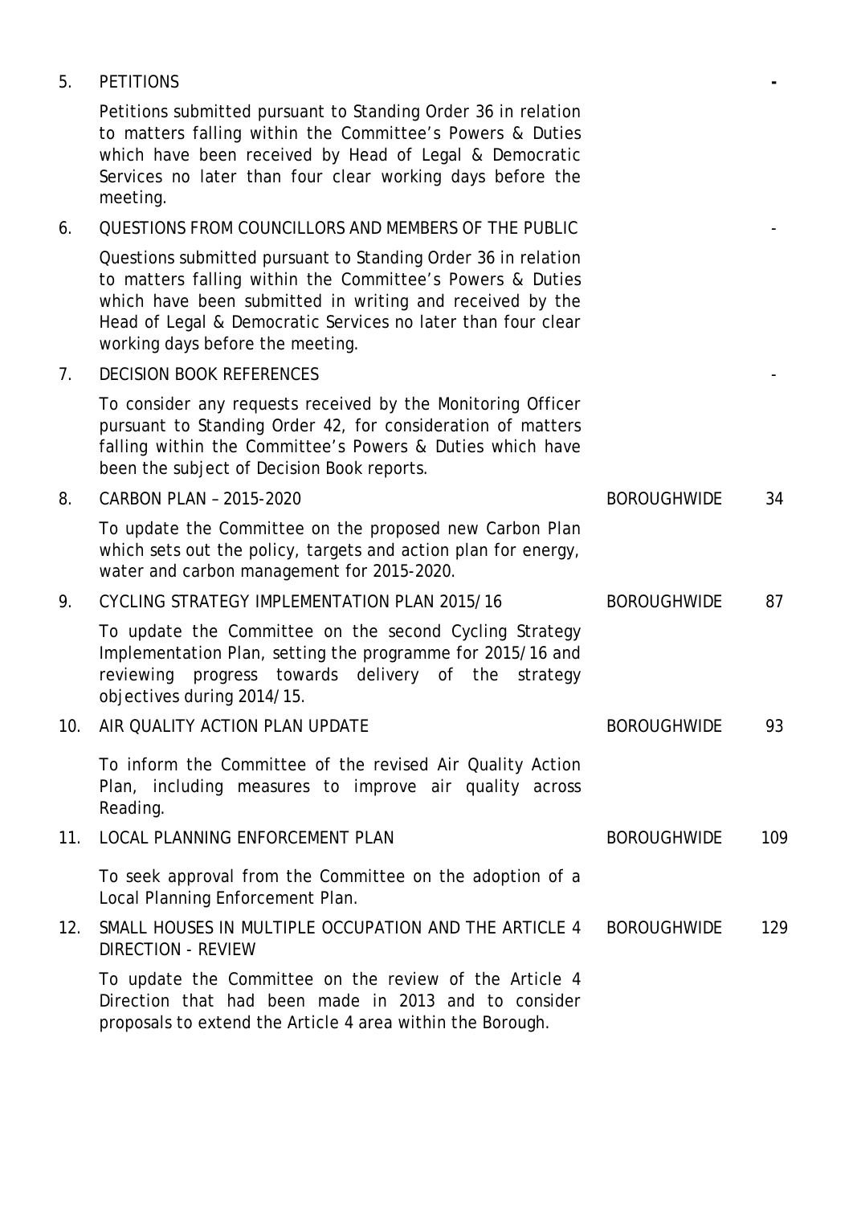| | | | |
|---|---|---|---|
| 5. | PETITIONS | | - |
| | Petitions submitted pursuant to Standing Order 36 in relation to matters falling within the Committee's Powers & Duties which have been received by Head of Legal & Democratic Services no later than four clear working days before the meeting. | | |
| 6. | QUESTIONS FROM COUNCILLORS AND MEMBERS OF THE PUBLIC | | - |
| | Questions submitted pursuant to Standing Order 36 in relation to matters falling within the Committee's Powers & Duties which have been submitted in writing and received by the Head of Legal & Democratic Services no later than four clear working days before the meeting. | | |
| 7. | DECISION BOOK REFERENCES | | - |
| | To consider any requests received by the Monitoring Officer pursuant to Standing Order 42, for consideration of matters falling within the Committee's Powers & Duties which have been the subject of Decision Book reports. | | |
| 8. | CARBON PLAN – 2015-2020 | BOROUGHWIDE | 34 |
| | To update the Committee on the proposed new Carbon Plan which sets out the policy, targets and action plan for energy, water and carbon management for 2015-2020. | | |
| 9. | CYCLING STRATEGY IMPLEMENTATION PLAN 2015/16 | BOROUGHWIDE | 87 |
| | To update the Committee on the second Cycling Strategy Implementation Plan, setting the programme for 2015/16 and reviewing progress towards delivery of the strategy objectives during 2014/15. | | |
| 10. | AIR QUALITY ACTION PLAN UPDATE | BOROUGHWIDE | 93 |
| | To inform the Committee of the revised Air Quality Action Plan, including measures to improve air quality across Reading. | | |
| 11. | LOCAL PLANNING ENFORCEMENT PLAN | BOROUGHWIDE | 109 |
| | To seek approval from the Committee on the adoption of a Local Planning Enforcement Plan. | | |
| 12. | SMALL HOUSES IN MULTIPLE OCCUPATION AND THE ARTICLE 4 DIRECTION - REVIEW | BOROUGHWIDE | 129 |
| | To update the Committee on the review of the Article 4 Direction that had been made in 2013 and to consider proposals to extend the Article 4 area within the Borough. | | |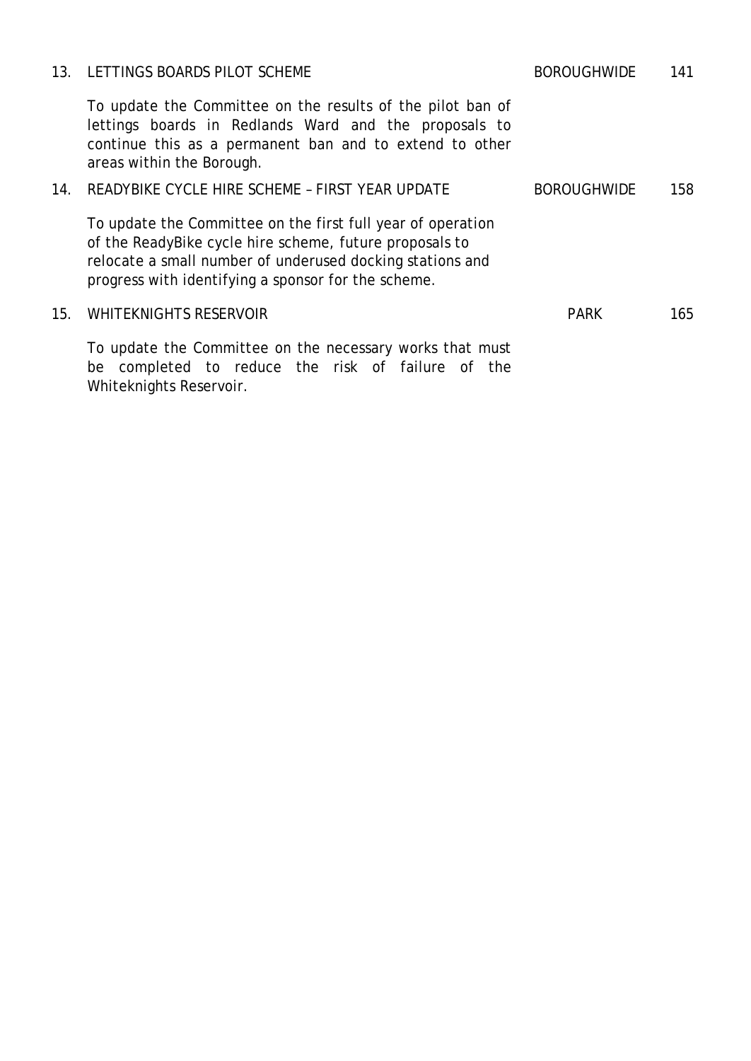| | | | |
|---|---|---|---|
| 13. | LETTINGS BOARDS PILOT SCHEME | BOROUGHWIDE | 141 |
| | To update the Committee on the results of the pilot ban of lettings boards in Redlands Ward and the proposals to continue this as a permanent ban and to extend to other areas within the Borough. | | |
| 14. | READYBIKE CYCLE HIRE SCHEME – FIRST YEAR UPDATE | BOROUGHWIDE | 158 |
| | To update the Committee on the first full year of operation of the ReadyBike cycle hire scheme, future proposals to relocate a small number of underused docking stations and progress with identifying a sponsor for the scheme. | | |
| 15. | WHITEKNIGHTS RESERVOIR | PARK | 165 |
| | To update the Committee on the necessary works that must be completed to reduce the risk of failure of the Whiteknights Reservoir. | | |